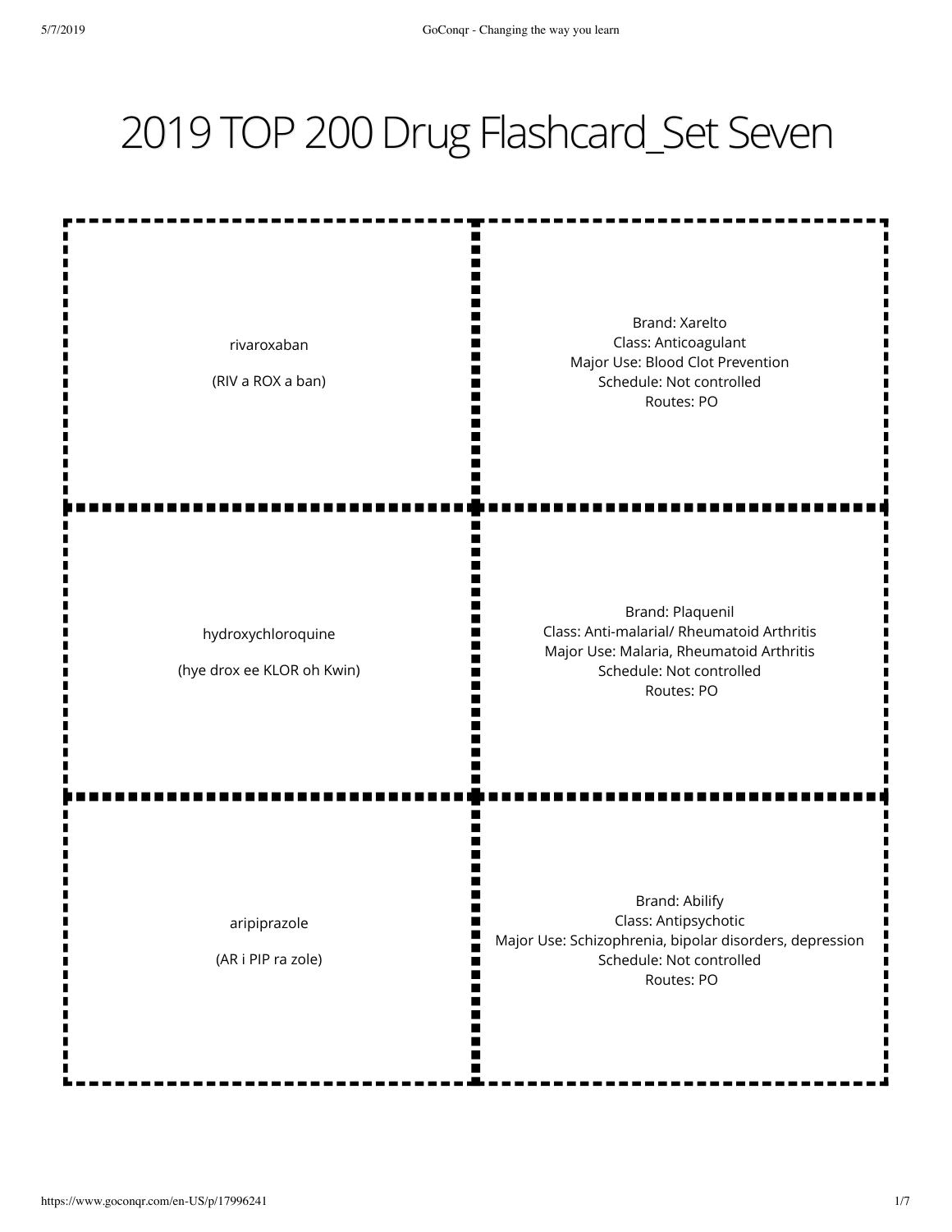# 2019 TOP 200 Drug Flashcard_Set Seven

| Drug | Details |
|---|---|
| rivaroxaban<br><br>(RIV a ROX a ban) | Brand: Xarelto<br>Class: Anticoagulant<br>Major Use: Blood Clot Prevention<br>Schedule: Not controlled<br>Routes: PO |
| hydroxychloroquine<br><br>(hye drox ee KLOR oh Kwin) | Brand: Plaquenil<br>Class: Anti-malarial/ Rheumatoid Arthritis<br>Major Use: Malaria, Rheumatoid Arthritis<br>Schedule: Not controlled<br>Routes: PO |
| aripiprazole<br><br>(AR i PIP ra zole) | Brand: Abilify<br>Class: Antipsychotic<br>Major Use: Schizophrenia, bipolar disorders, depression<br>Schedule: Not controlled<br>Routes: PO |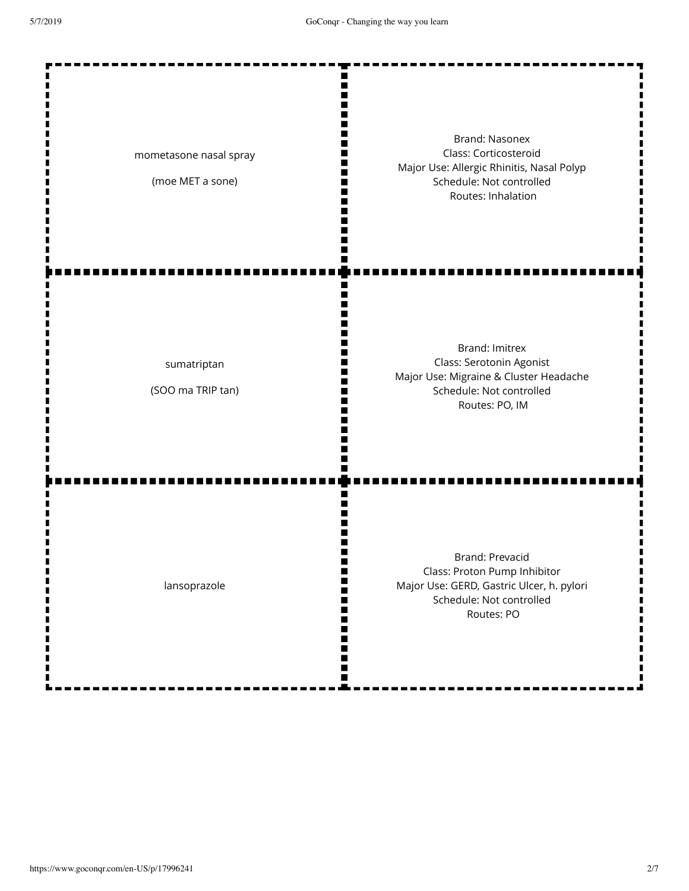| | |
|---|---|
| mometasone nasal spray<br><br>(moe MET a sone) | Brand: Nasonex<br>Class: Corticosteroid<br>Major Use: Allergic Rhinitis, Nasal Polyp<br>Schedule: Not controlled<br>Routes: Inhalation |
| sumatriptan<br><br>(SOO ma TRIP tan) | Brand: Imitrex<br>Class: Serotonin Agonist<br>Major Use: Migraine & Cluster Headache<br>Schedule: Not controlled<br>Routes: PO, IM |
| lansoprazole | Brand: Prevacid<br>Class: Proton Pump Inhibitor<br>Major Use: GERD, Gastric Ulcer, h. pylori<br>Schedule: Not controlled<br>Routes: PO |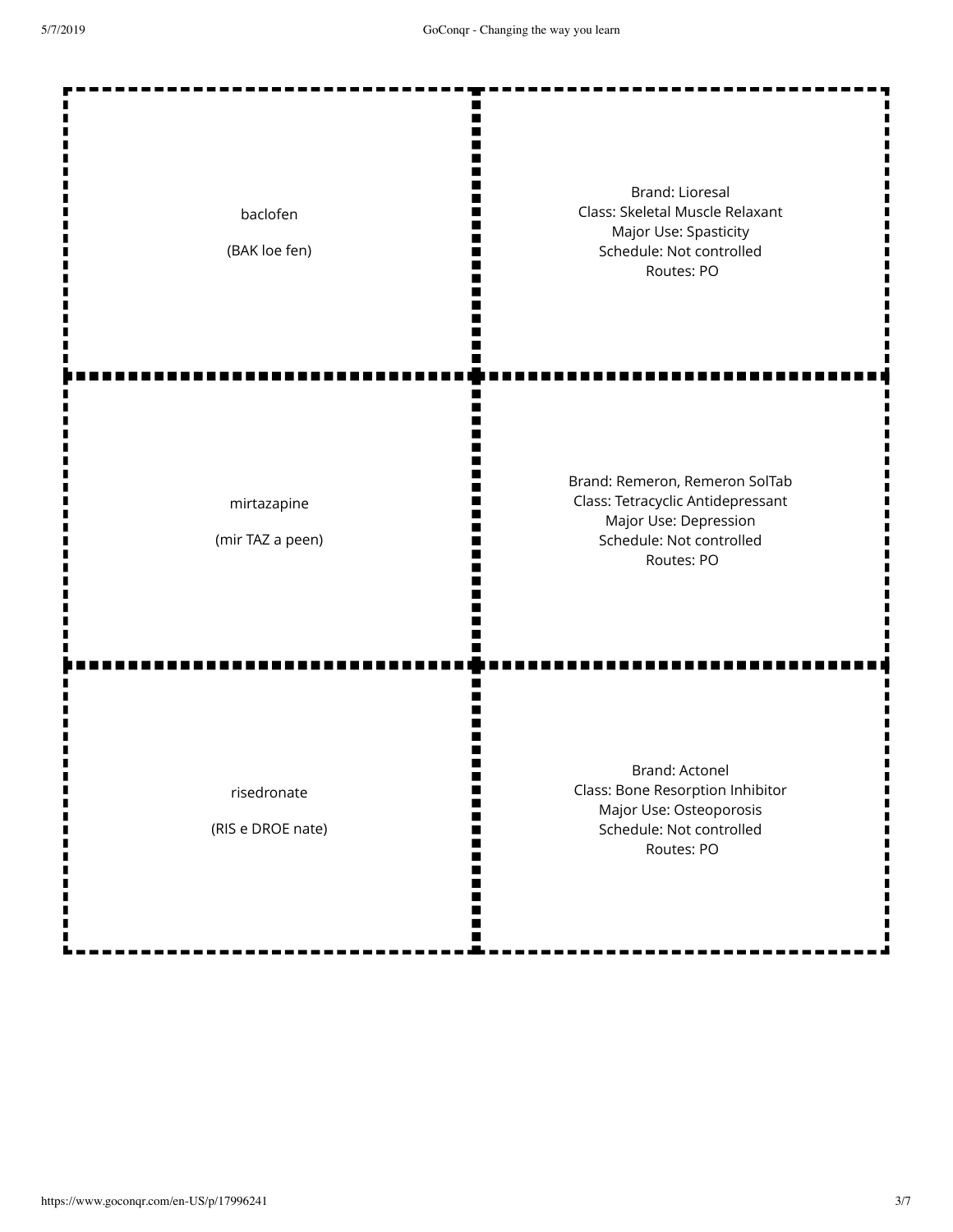| Term | Definition |
| --- | --- |
| baclofen<br><br>(BAK loe fen) | Brand: Lioresal<br>Class: Skeletal Muscle Relaxant<br>Major Use: Spasticity<br>Schedule: Not controlled<br>Routes: PO |
| mirtazapine<br><br>(mir TAZ a peen) | Brand: Remeron, Remeron SolTab<br>Class: Tetracyclic Antidepressant<br>Major Use: Depression<br>Schedule: Not controlled<br>Routes: PO |
| risedronate<br><br>(RIS e DROE nate) | Brand: Actonel<br>Class: Bone Resorption Inhibitor<br>Major Use: Osteoporosis<br>Schedule: Not controlled<br>Routes: PO |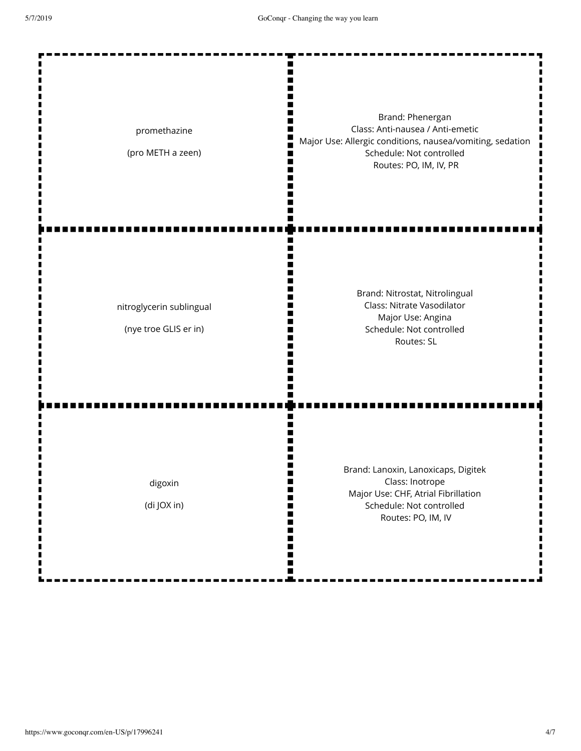| Term | Definition |
| --- | --- |
| promethazine<br><br>(pro METH a zeen) | Brand: Phenergan<br>Class: Anti-nausea / Anti-emetic<br>Major Use: Allergic conditions, nausea/vomiting, sedation<br>Schedule: Not controlled<br>Routes: PO, IM, IV, PR |
| nitroglycerin sublingual<br><br>(nye troe GLIS er in) | Brand: Nitrostat, Nitrolingual<br>Class: Nitrate Vasodilator<br>Major Use: Angina<br>Schedule: Not controlled<br>Routes: SL |
| digoxin<br><br>(di JOX in) | Brand: Lanoxin, Lanoxicaps, Digitek<br>Class: Inotrope<br>Major Use: CHF, Atrial Fibrillation<br>Schedule: Not controlled<br>Routes: PO, IM, IV |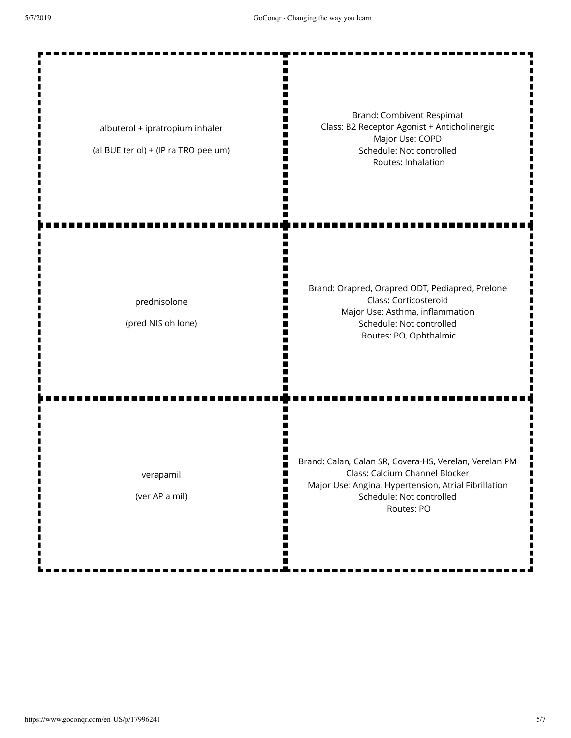| | |
|---|---|
| albuterol + ipratropium inhaler<br><br>(al BUE ter ol) + (IP ra TRO pee um) | Brand: Combivent Respimat<br>Class: B2 Receptor Agonist + Anticholinergic<br>Major Use: COPD<br>Schedule: Not controlled<br>Routes: Inhalation |
| prednisolone<br><br>(pred NIS oh lone) | Brand: Orapred, Orapred ODT, Pediapred, Prelone<br>Class: Corticosteroid<br>Major Use: Asthma, inflammation<br>Schedule: Not controlled<br>Routes: PO, Ophthalmic |
| verapamil<br><br>(ver AP a mil) | Brand: Calan, Calan SR, Covera-HS, Verelan, Verelan PM<br>Class: Calcium Channel Blocker<br>Major Use: Angina, Hypertension, Atrial Fibrillation<br>Schedule: Not controlled<br>Routes: PO |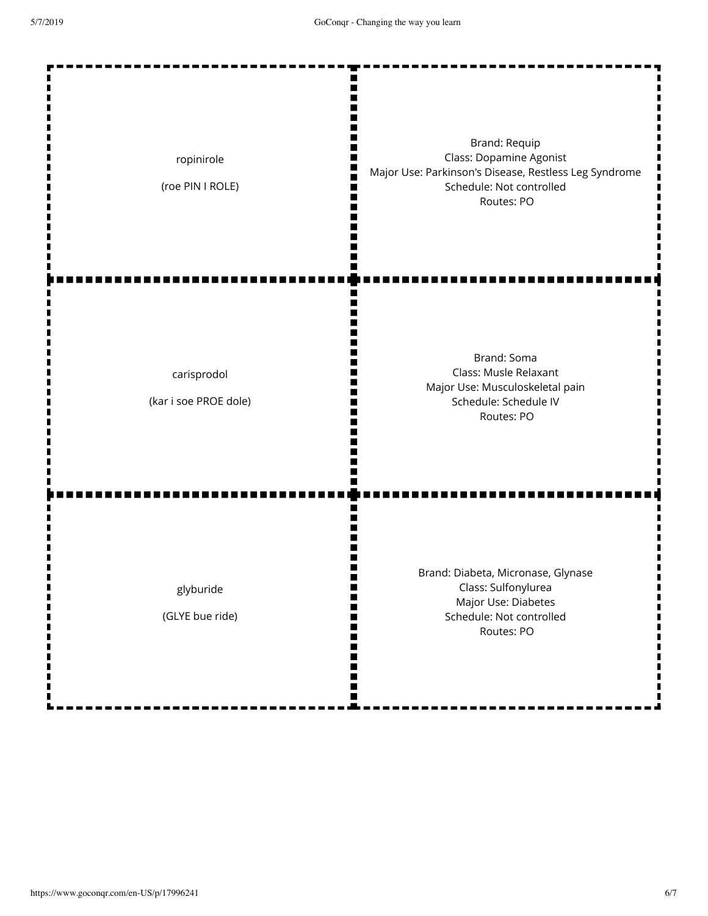| | |
|---|---|
| ropinirole<br><br>(roe PIN I ROLE) | Brand: Requip<br>Class: Dopamine Agonist<br>Major Use: Parkinson's Disease, Restless Leg Syndrome<br>Schedule: Not controlled<br>Routes: PO |
| carisprodol<br><br>(kar i soe PROE dole) | Brand: Soma<br>Class: Musle Relaxant<br>Major Use: Musculoskeletal pain<br>Schedule: Schedule IV<br>Routes: PO |
| glyburide<br><br>(GLYE bue ride) | Brand: Diabeta, Micronase, Glynase<br>Class: Sulfonylurea<br>Major Use: Diabetes<br>Schedule: Not controlled<br>Routes: PO |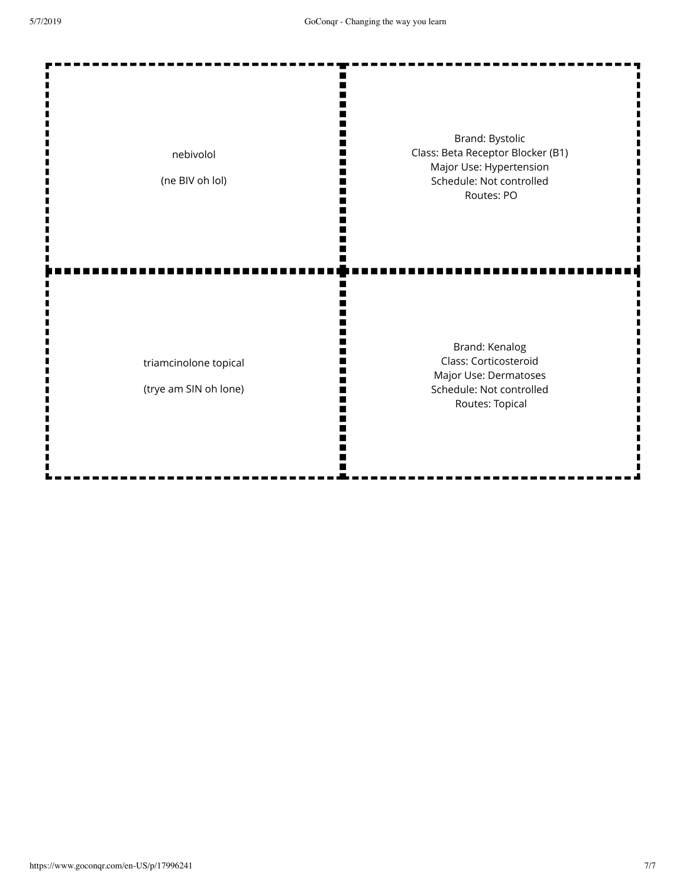| | |
|---|---|
| nebivolol<br><br>(ne BIV oh lol) | Brand: Bystolic<br>Class: Beta Receptor Blocker (B1)<br>Major Use: Hypertension<br>Schedule: Not controlled<br>Routes: PO |
| triamcinolone topical<br><br>(trye am SIN oh lone) | Brand: Kenalog<br>Class: Corticosteroid<br>Major Use: Dermatoses<br>Schedule: Not controlled<br>Routes: Topical |